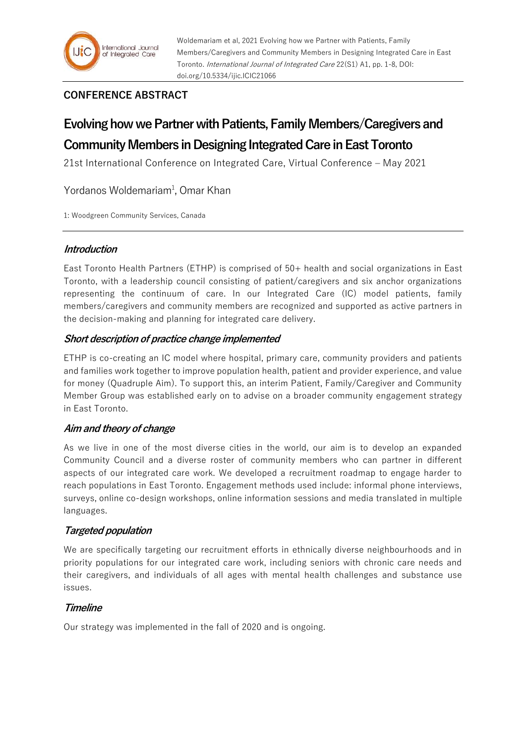Woldemariam et al, 2021 Evolving how we Partner with Patients, Family Members/Caregivers and Community Members in Designing Integrated Care in East Toronto. *International Journal of Integrated Care* 22(S1) A1, pp. 1-8, DOI: doi.org/10.5334/ijic.ICIC21066

## CONFERENCE ABSTRACT

# Evolving how we Partner with Patients, Family Members/Caregivers and Community Members in Designing Integrated Care in East Toronto

21st International Conference on Integrated Care, Virtual Conference – May 2021

Yordanos Woldemariam[1], Omar Khan

1: Woodgreen Community Services, Canada

### *Introduction*

East Toronto Health Partners (ETHP) is comprised of 50+ health and social organizations in East Toronto, with a leadership council consisting of patient/caregivers and six anchor organizations representing the continuum of care. In our Integrated Care (IC) model patients, family members/caregivers and community members are recognized and supported as active partners in the decision-making and planning for integrated care delivery.

### *Short description of practice change implemented*

ETHP is co-creating an IC model where hospital, primary care, community providers and patients and families work together to improve population health, patient and provider experience, and value for money (Quadruple Aim). To support this, an interim Patient, Family/Caregiver and Community Member Group was established early on to advise on a broader community engagement strategy in East Toronto.

### *Aim and theory of change*

As we live in one of the most diverse cities in the world, our aim is to develop an expanded Community Council and a diverse roster of community members who can partner in different aspects of our integrated care work. We developed a recruitment roadmap to engage harder to reach populations in East Toronto. Engagement methods used include: informal phone interviews, surveys, online co-design workshops, online information sessions and media translated in multiple languages.

### *Targeted population*

We are specifically targeting our recruitment efforts in ethnically diverse neighbourhoods and in priority populations for our integrated care work, including seniors with chronic care needs and their caregivers, and individuals of all ages with mental health challenges and substance use issues.

### *Timeline*

Our strategy was implemented in the fall of 2020 and is ongoing.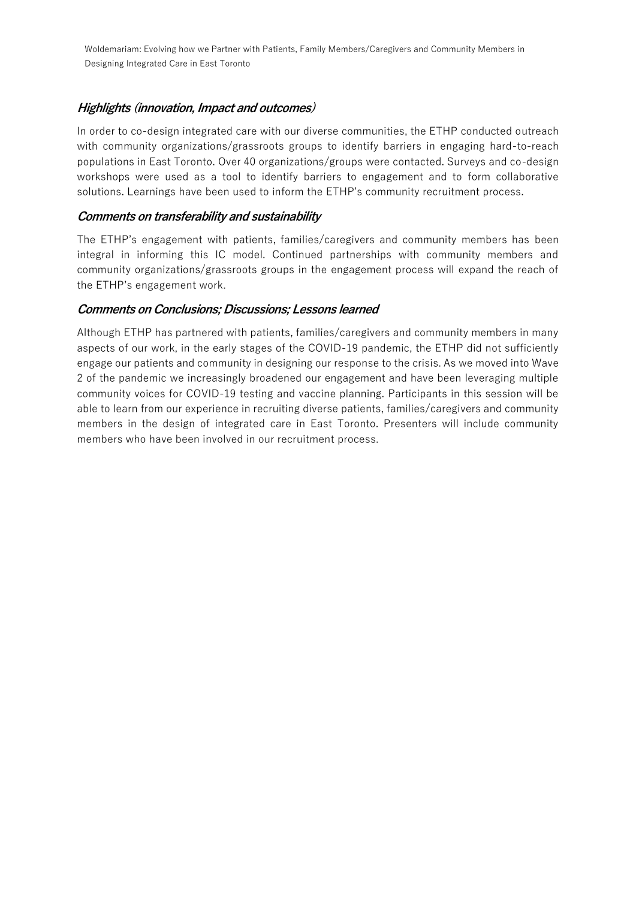### *Highlights (innovation, Impact and outcomes)*

In order to co-design integrated care with our diverse communities, the ETHP conducted outreach with community organizations/grassroots groups to identify barriers in engaging hard-to-reach populations in East Toronto. Over 40 organizations/groups were contacted. Surveys and co-design workshops were used as a tool to identify barriers to engagement and to form collaborative solutions. Learnings have been used to inform the ETHP's community recruitment process.

### *Comments on transferability and sustainability*

The ETHP's engagement with patients, families/caregivers and community members has been integral in informing this IC model. Continued partnerships with community members and community organizations/grassroots groups in the engagement process will expand the reach of the ETHP's engagement work.

### *Comments on Conclusions; Discussions; Lessons learned*

Although ETHP has partnered with patients, families/caregivers and community members in many aspects of our work, in the early stages of the COVID-19 pandemic, the ETHP did not sufficiently engage our patients and community in designing our response to the crisis. As we moved into Wave 2 of the pandemic we increasingly broadened our engagement and have been leveraging multiple community voices for COVID-19 testing and vaccine planning. Participants in this session will be able to learn from our experience in recruiting diverse patients, families/caregivers and community members in the design of integrated care in East Toronto. Presenters will include community members who have been involved in our recruitment process.